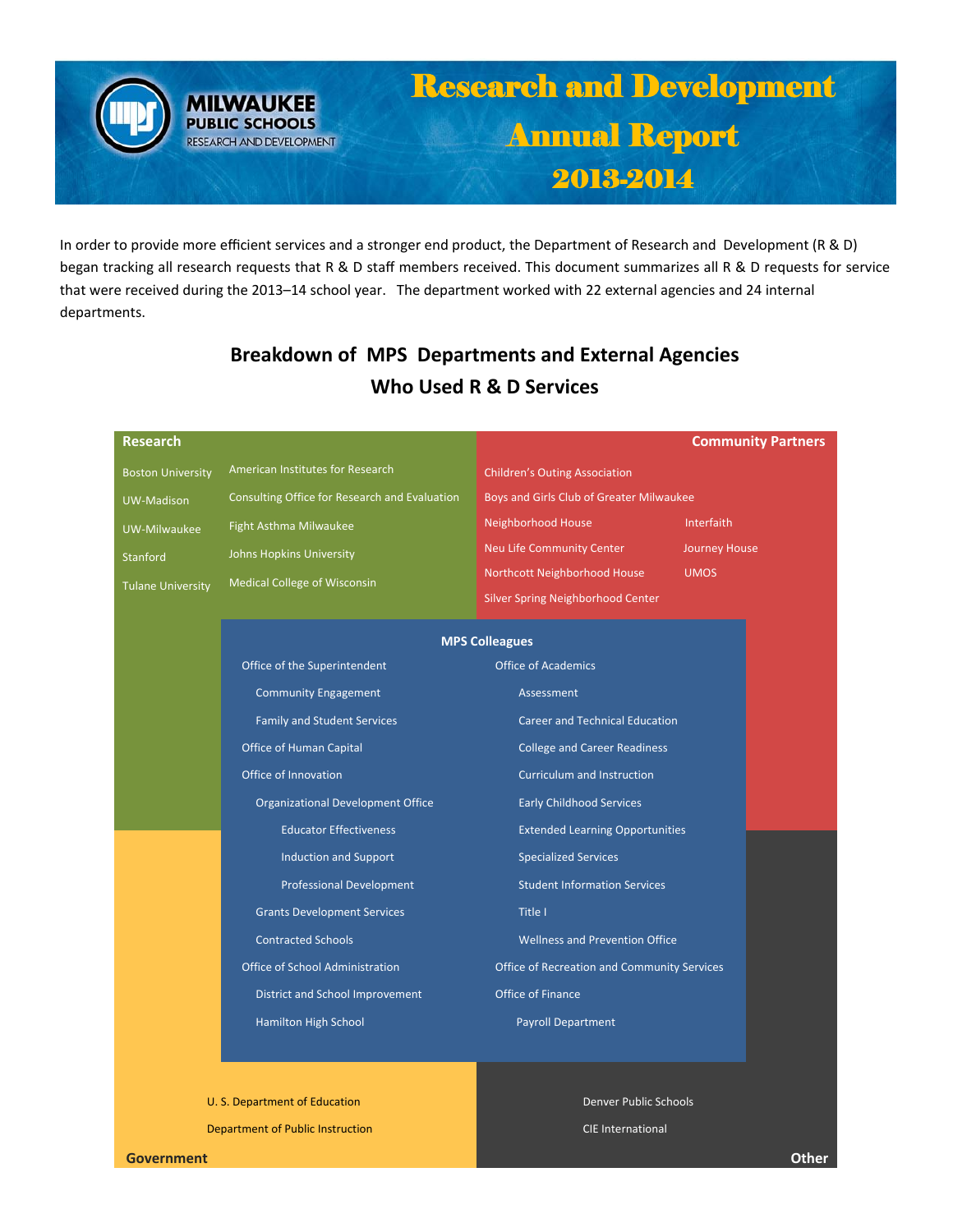# Research and Development Annual Report 2013-2014

MILWAUKEE PUBLIC SCHOOLS
RESEARCH AND DEVELOPMENT

In order to provide more efficient services and a stronger end product, the Department of Research and Development (R & D) began tracking all research requests that R & D staff members received. This document summarizes all R & D requests for service that were received during the 2013–14 school year. The department worked with 22 external agencies and 24 internal departments.

## Breakdown of MPS Departments and External Agencies Who Used R & D Services

### Research

- Boston University
- UW-Madison
- UW-Milwaukee
- Stanford
- Tulane University
- American Institutes for Research
- Consulting Office for Research and Evaluation
- Fight Asthma Milwaukee
- Johns Hopkins University
- Medical College of Wisconsin

### Community Partners

- Children's Outing Association
- Boys and Girls Club of Greater Milwaukee
- Neighborhood House
- Neu Life Community Center
- Northcott Neighborhood House
- Silver Spring Neighborhood Center
- Interfaith
- Journey House
- UMOS

### MPS Colleagues

- Office of the Superintendent
  - Community Engagement
  - Family and Student Services
- Office of Human Capital
- Office of Innovation
  - Organizational Development Office
    - Educator Effectiveness
    - Induction and Support
    - Professional Development
  - Grants Development Services
  - Contracted Schools
- Office of School Administration
  - District and School Improvement
  - Hamilton High School
- Office of Academics
  - Assessment
  - Career and Technical Education
  - College and Career Readiness
  - Curriculum and Instruction
  - Early Childhood Services
  - Extended Learning Opportunities
  - Specialized Services
  - Student Information Services
  - Title I
  - Wellness and Prevention Office
- Office of Recreation and Community Services
- Office of Finance
  - Payroll Department

### Government

- U. S. Department of Education
- Department of Public Instruction

### Other

- Denver Public Schools
- CIE International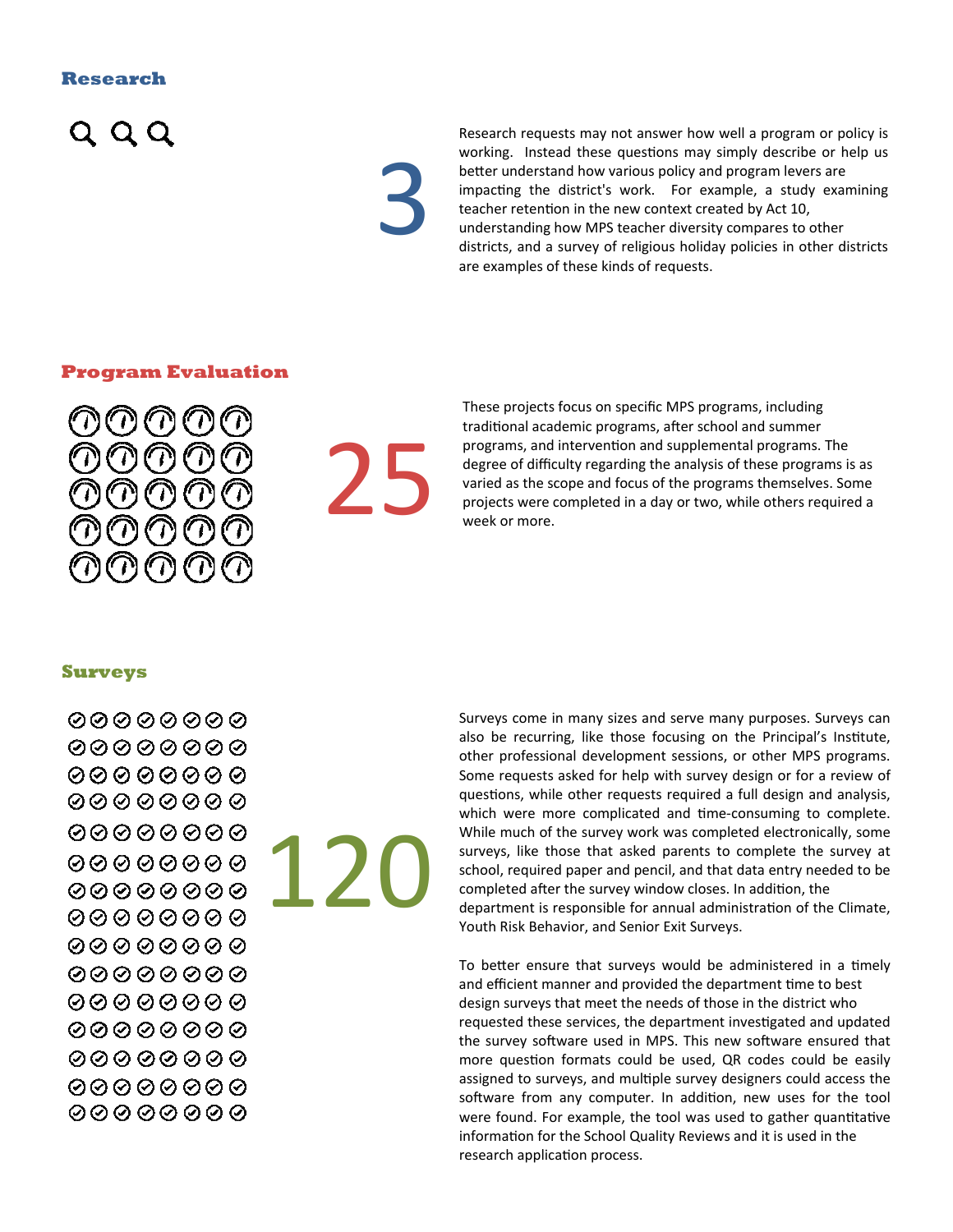## Research

3

Research requests may not answer how well a program or policy is working. Instead these questions may simply describe or help us better understand how various policy and program levers are impacting the district's work. For example, a study examining teacher retention in the new context created by Act 10, understanding how MPS teacher diversity compares to other districts, and a survey of religious holiday policies in other districts are examples of these kinds of requests.

## Program Evaluation

25

These projects focus on specific MPS programs, including traditional academic programs, after school and summer programs, and intervention and supplemental programs. The degree of difficulty regarding the analysis of these programs is as varied as the scope and focus of the programs themselves. Some projects were completed in a day or two, while others required a week or more.

## Surveys

120

Surveys come in many sizes and serve many purposes. Surveys can also be recurring, like those focusing on the Principal's Institute, other professional development sessions, or other MPS programs. Some requests asked for help with survey design or for a review of questions, while other requests required a full design and analysis, which were more complicated and time-consuming to complete. While much of the survey work was completed electronically, some surveys, like those that asked parents to complete the survey at school, required paper and pencil, and that data entry needed to be completed after the survey window closes. In addition, the department is responsible for annual administration of the Climate, Youth Risk Behavior, and Senior Exit Surveys.

To better ensure that surveys would be administered in a timely and efficient manner and provided the department time to best design surveys that meet the needs of those in the district who requested these services, the department investigated and updated the survey software used in MPS. This new software ensured that more question formats could be used, QR codes could be easily assigned to surveys, and multiple survey designers could access the software from any computer. In addition, new uses for the tool were found. For example, the tool was used to gather quantitative information for the School Quality Reviews and it is used in the research application process.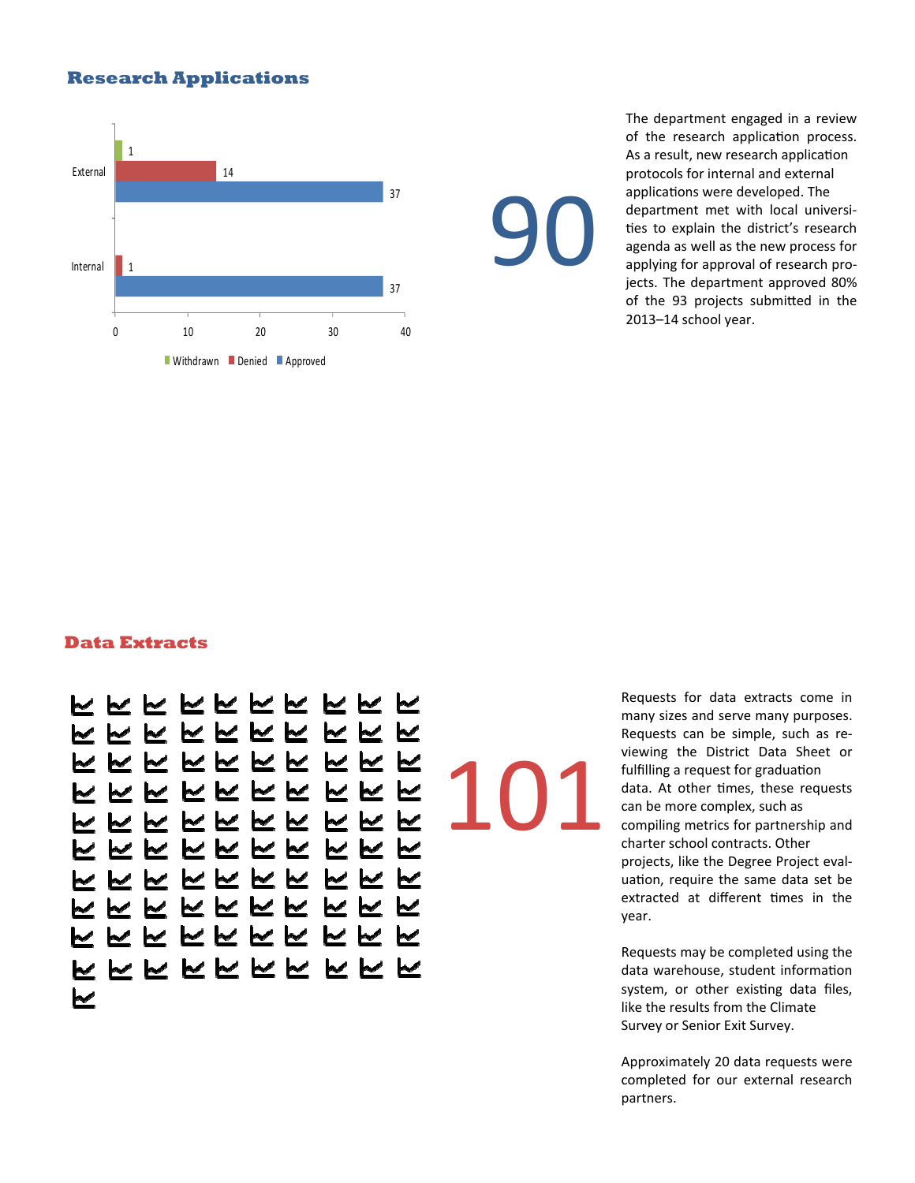## Research Applications

| | Withdrawn | Denied | Approved |
|---|---|---|---|
| External | 1 | 14 | 37 |
| Internal | | 1 | 37 |

90

The department engaged in a review of the research application process. As a result, new research application protocols for internal and external applications were developed. The department met with local universities to explain the district's research agenda as well as the new process for applying for approval of research projects. The department approved 80% of the 93 projects submitted in the 2013–14 school year.

## Data Extracts

101

Requests for data extracts come in many sizes and serve many purposes. Requests can be simple, such as reviewing the District Data Sheet or fulfilling a request for graduation data. At other times, these requests can be more complex, such as compiling metrics for partnership and charter school contracts. Other projects, like the Degree Project evaluation, require the same data set be extracted at different times in the year.

Requests may be completed using the data warehouse, student information system, or other existing data files, like the results from the Climate Survey or Senior Exit Survey.

Approximately 20 data requests were completed for our external research partners.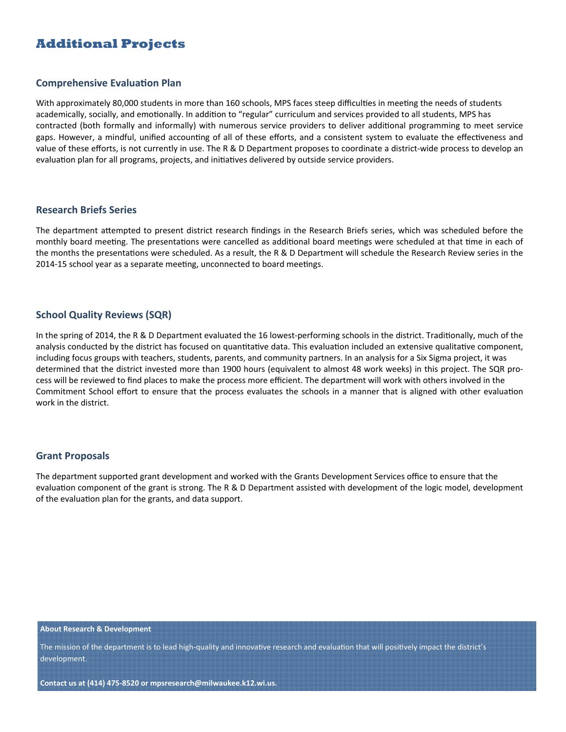# Additional Projects

## Comprehensive Evaluation Plan

With approximately 80,000 students in more than 160 schools, MPS faces steep difficulties in meeting the needs of students academically, socially, and emotionally. In addition to "regular" curriculum and services provided to all students, MPS has contracted (both formally and informally) with numerous service providers to deliver additional programming to meet service gaps. However, a mindful, unified accounting of all of these efforts, and a consistent system to evaluate the effectiveness and value of these efforts, is not currently in use. The R & D Department proposes to coordinate a district-wide process to develop an evaluation plan for all programs, projects, and initiatives delivered by outside service providers.

## Research Briefs Series

The department attempted to present district research findings in the Research Briefs series, which was scheduled before the monthly board meeting. The presentations were cancelled as additional board meetings were scheduled at that time in each of the months the presentations were scheduled. As a result, the R & D Department will schedule the Research Review series in the 2014-15 school year as a separate meeting, unconnected to board meetings.

## School Quality Reviews (SQR)

In the spring of 2014, the R & D Department evaluated the 16 lowest-performing schools in the district. Traditionally, much of the analysis conducted by the district has focused on quantitative data. This evaluation included an extensive qualitative component, including focus groups with teachers, students, parents, and community partners. In an analysis for a Six Sigma project, it was determined that the district invested more than 1900 hours (equivalent to almost 48 work weeks) in this project. The SQR process will be reviewed to find places to make the process more efficient. The department will work with others involved in the Commitment School effort to ensure that the process evaluates the schools in a manner that is aligned with other evaluation work in the district.

## Grant Proposals

The department supported grant development and worked with the Grants Development Services office to ensure that the evaluation component of the grant is strong. The R & D Department assisted with development of the logic model, development of the evaluation plan for the grants, and data support.

**About Research & Development**

The mission of the department is to lead high-quality and innovative research and evaluation that will positively impact the district's development.

**Contact us at (414) 475-8520 or mpsresearch@milwaukee.k12.wi.us.**